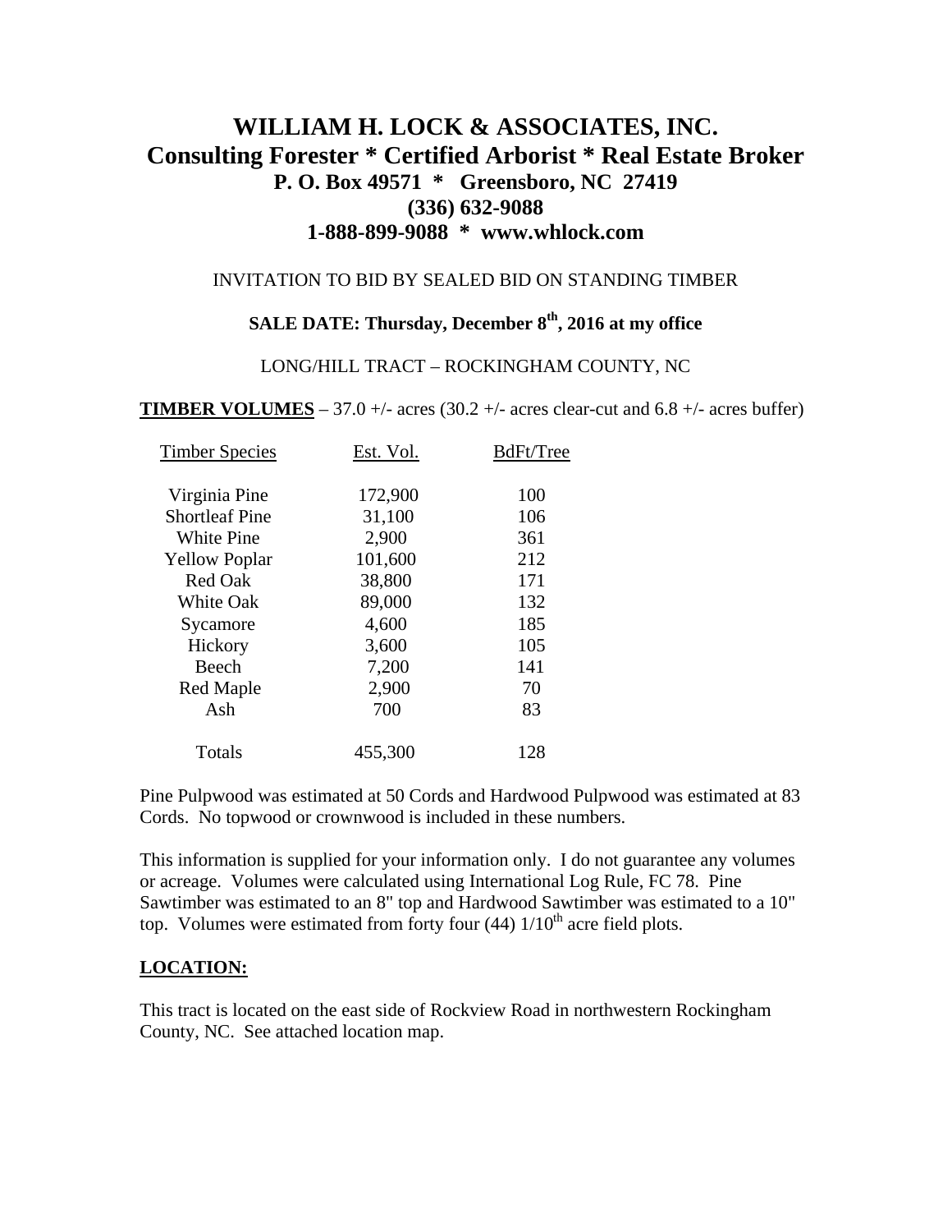# WILLIAM H. LOCK & ASSOCIATES, INC.
## Consulting Forester * Certified Arborist * Real Estate Broker
### P. O. Box 49571 * Greensboro, NC 27419
### (336) 632-9088
### 1-888-899-9088 * www.whlock.com

INVITATION TO BID BY SEALED BID ON STANDING TIMBER

**SALE DATE: Thursday, December 8th, 2016 at my office**

LONG/HILL TRACT – ROCKINGHAM COUNTY, NC

**TIMBER VOLUMES** – 37.0 +/- acres (30.2 +/- acres clear-cut and 6.8 +/- acres buffer)

| Timber Species | Est. Vol. | BdFt/Tree |
|---|---|---|
| Virginia Pine | 172,900 | 100 |
| Shortleaf Pine | 31,100 | 106 |
| White Pine | 2,900 | 361 |
| Yellow Poplar | 101,600 | 212 |
| Red Oak | 38,800 | 171 |
| White Oak | 89,000 | 132 |
| Sycamore | 4,600 | 185 |
| Hickory | 3,600 | 105 |
| Beech | 7,200 | 141 |
| Red Maple | 2,900 | 70 |
| Ash | 700 | 83 |
| Totals | 455,300 | 128 |

Pine Pulpwood was estimated at 50 Cords and Hardwood Pulpwood was estimated at 83 Cords. No topwood or crownwood is included in these numbers.

This information is supplied for your information only. I do not guarantee any volumes or acreage. Volumes were calculated using International Log Rule, FC 78. Pine Sawtimber was estimated to an 8" top and Hardwood Sawtimber was estimated to a 10" top. Volumes were estimated from forty four (44) 1/10th acre field plots.

**LOCATION:**

This tract is located on the east side of Rockview Road in northwestern Rockingham County, NC. See attached location map.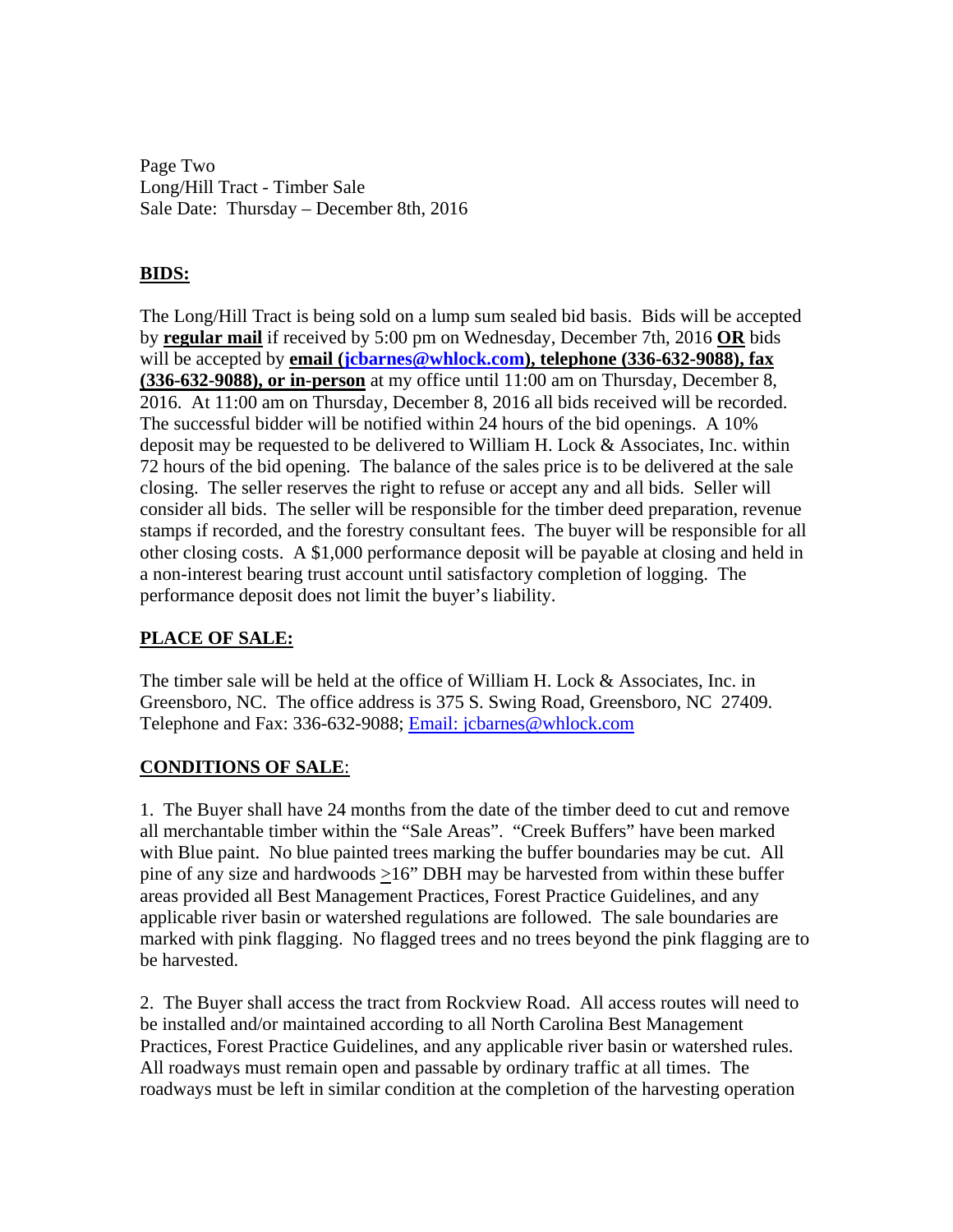Page Two
Long/Hill Tract - Timber Sale
Sale Date: Thursday – December 8th, 2016

**BIDS:**

The Long/Hill Tract is being sold on a lump sum sealed bid basis. Bids will be accepted by **regular mail** if received by 5:00 pm on Wednesday, December 7th, 2016 **OR** bids will be accepted by **email (jcbarnes@whlock.com), telephone (336-632-9088), fax (336-632-9088), or in-person** at my office until 11:00 am on Thursday, December 8, 2016. At 11:00 am on Thursday, December 8, 2016 all bids received will be recorded. The successful bidder will be notified within 24 hours of the bid openings. A 10% deposit may be requested to be delivered to William H. Lock & Associates, Inc. within 72 hours of the bid opening. The balance of the sales price is to be delivered at the sale closing. The seller reserves the right to refuse or accept any and all bids. Seller will consider all bids. The seller will be responsible for the timber deed preparation, revenue stamps if recorded, and the forestry consultant fees. The buyer will be responsible for all other closing costs. A $1,000 performance deposit will be payable at closing and held in a non-interest bearing trust account until satisfactory completion of logging. The performance deposit does not limit the buyer's liability.

**PLACE OF SALE:**

The timber sale will be held at the office of William H. Lock & Associates, Inc. in Greensboro, NC. The office address is 375 S. Swing Road, Greensboro, NC 27409. Telephone and Fax: 336-632-9088; Email: jcbarnes@whlock.com

**CONDITIONS OF SALE**:

1. The Buyer shall have 24 months from the date of the timber deed to cut and remove all merchantable timber within the "Sale Areas". "Creek Buffers" have been marked with Blue paint. No blue painted trees marking the buffer boundaries may be cut. All pine of any size and hardwoods ≥16" DBH may be harvested from within these buffer areas provided all Best Management Practices, Forest Practice Guidelines, and any applicable river basin or watershed regulations are followed. The sale boundaries are marked with pink flagging. No flagged trees and no trees beyond the pink flagging are to be harvested.

2. The Buyer shall access the tract from Rockview Road. All access routes will need to be installed and/or maintained according to all North Carolina Best Management Practices, Forest Practice Guidelines, and any applicable river basin or watershed rules. All roadways must remain open and passable by ordinary traffic at all times. The roadways must be left in similar condition at the completion of the harvesting operation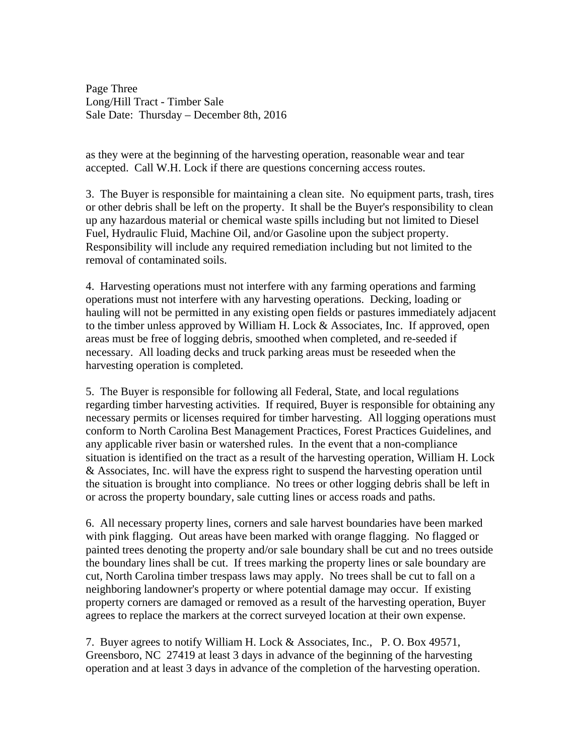as they were at the beginning of the harvesting operation, reasonable wear and tear accepted. Call W.H. Lock if there are questions concerning access routes.

3. The Buyer is responsible for maintaining a clean site. No equipment parts, trash, tires or other debris shall be left on the property. It shall be the Buyer's responsibility to clean up any hazardous material or chemical waste spills including but not limited to Diesel Fuel, Hydraulic Fluid, Machine Oil, and/or Gasoline upon the subject property. Responsibility will include any required remediation including but not limited to the removal of contaminated soils.

4. Harvesting operations must not interfere with any farming operations and farming operations must not interfere with any harvesting operations. Decking, loading or hauling will not be permitted in any existing open fields or pastures immediately adjacent to the timber unless approved by William H. Lock & Associates, Inc. If approved, open areas must be free of logging debris, smoothed when completed, and re-seeded if necessary. All loading decks and truck parking areas must be reseeded when the harvesting operation is completed.

5. The Buyer is responsible for following all Federal, State, and local regulations regarding timber harvesting activities. If required, Buyer is responsible for obtaining any necessary permits or licenses required for timber harvesting. All logging operations must conform to North Carolina Best Management Practices, Forest Practices Guidelines, and any applicable river basin or watershed rules. In the event that a non-compliance situation is identified on the tract as a result of the harvesting operation, William H. Lock & Associates, Inc. will have the express right to suspend the harvesting operation until the situation is brought into compliance. No trees or other logging debris shall be left in or across the property boundary, sale cutting lines or access roads and paths.

6. All necessary property lines, corners and sale harvest boundaries have been marked with pink flagging. Out areas have been marked with orange flagging. No flagged or painted trees denoting the property and/or sale boundary shall be cut and no trees outside the boundary lines shall be cut. If trees marking the property lines or sale boundary are cut, North Carolina timber trespass laws may apply. No trees shall be cut to fall on a neighboring landowner's property or where potential damage may occur. If existing property corners are damaged or removed as a result of the harvesting operation, Buyer agrees to replace the markers at the correct surveyed location at their own expense.

7. Buyer agrees to notify William H. Lock & Associates, Inc., P. O. Box 49571, Greensboro, NC 27419 at least 3 days in advance of the beginning of the harvesting operation and at least 3 days in advance of the completion of the harvesting operation.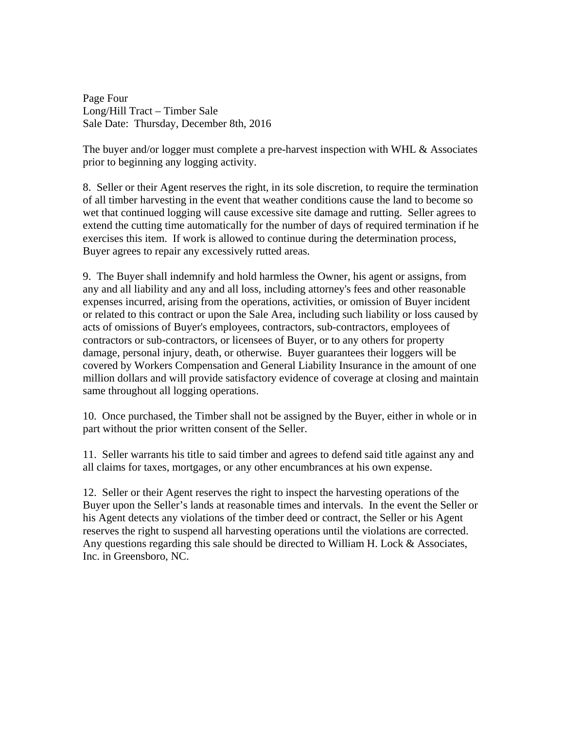The buyer and/or logger must complete a pre-harvest inspection with WHL & Associates prior to beginning any logging activity.

8. Seller or their Agent reserves the right, in its sole discretion, to require the termination of all timber harvesting in the event that weather conditions cause the land to become so wet that continued logging will cause excessive site damage and rutting. Seller agrees to extend the cutting time automatically for the number of days of required termination if he exercises this item. If work is allowed to continue during the determination process, Buyer agrees to repair any excessively rutted areas.

9. The Buyer shall indemnify and hold harmless the Owner, his agent or assigns, from any and all liability and any and all loss, including attorney's fees and other reasonable expenses incurred, arising from the operations, activities, or omission of Buyer incident or related to this contract or upon the Sale Area, including such liability or loss caused by acts of omissions of Buyer's employees, contractors, sub-contractors, employees of contractors or sub-contractors, or licensees of Buyer, or to any others for property damage, personal injury, death, or otherwise. Buyer guarantees their loggers will be covered by Workers Compensation and General Liability Insurance in the amount of one million dollars and will provide satisfactory evidence of coverage at closing and maintain same throughout all logging operations.

10. Once purchased, the Timber shall not be assigned by the Buyer, either in whole or in part without the prior written consent of the Seller.

11. Seller warrants his title to said timber and agrees to defend said title against any and all claims for taxes, mortgages, or any other encumbrances at his own expense.

12. Seller or their Agent reserves the right to inspect the harvesting operations of the Buyer upon the Seller's lands at reasonable times and intervals. In the event the Seller or his Agent detects any violations of the timber deed or contract, the Seller or his Agent reserves the right to suspend all harvesting operations until the violations are corrected. Any questions regarding this sale should be directed to William H. Lock & Associates, Inc. in Greensboro, NC.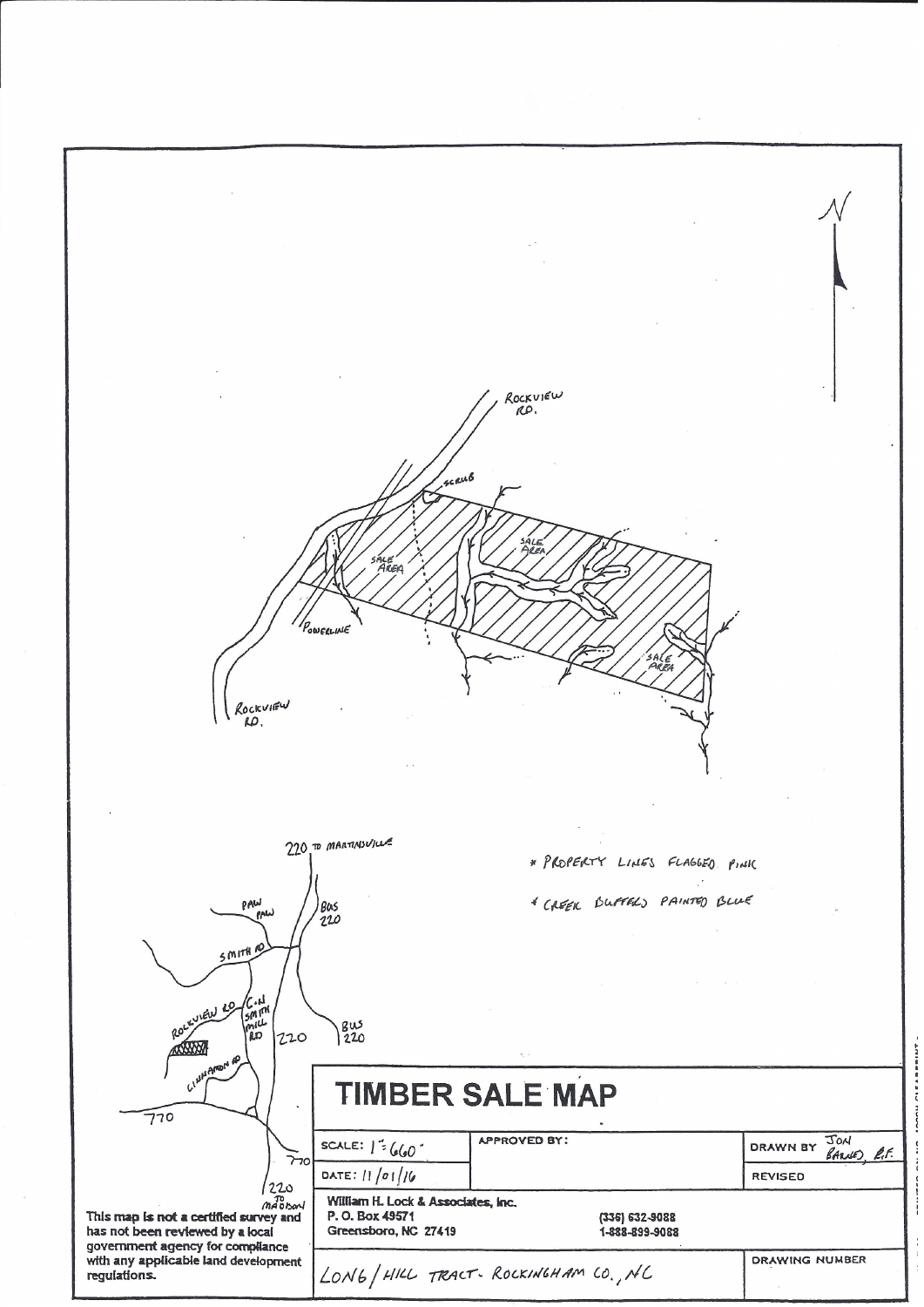N

ROCKVIEW RD.

SCRUB

SALE AREA

SALE AREA

SALE AREA

POWERLINE

ROCKVIEW RD.

220 TO MARTINSVILLE

PAW PAW

BUS 220

SMITH RD

ROCKVIEW RD

C.N SMITH MILL RD

220

BUS 220

CINNAMON RD

770

770

220 TO MADISON

\* PROPERTY LINES FLAGGED PINK

\* CREEK BUFFERS PAINTED BLUE

# TIMBER SALE MAP

| | | |
|---|---|---|
| SCALE: 1" = 660' | APPROVED BY: | DRAWN BY JON BARNES, R.F. |
| DATE: 11/01/16 | | REVISED |
| William H. Lock & Associates, Inc.<br>P. O. Box 49571<br>Greensboro, NC 27419 | (336) 632-9088<br>1-888-899-9088 | |
| LONG/HILL TRACT - ROCKINGHAM CO., NC | | DRAWING NUMBER |

This map is not a certified survey and has not been reviewed by a local government agency for compliance with any applicable land development regulations.